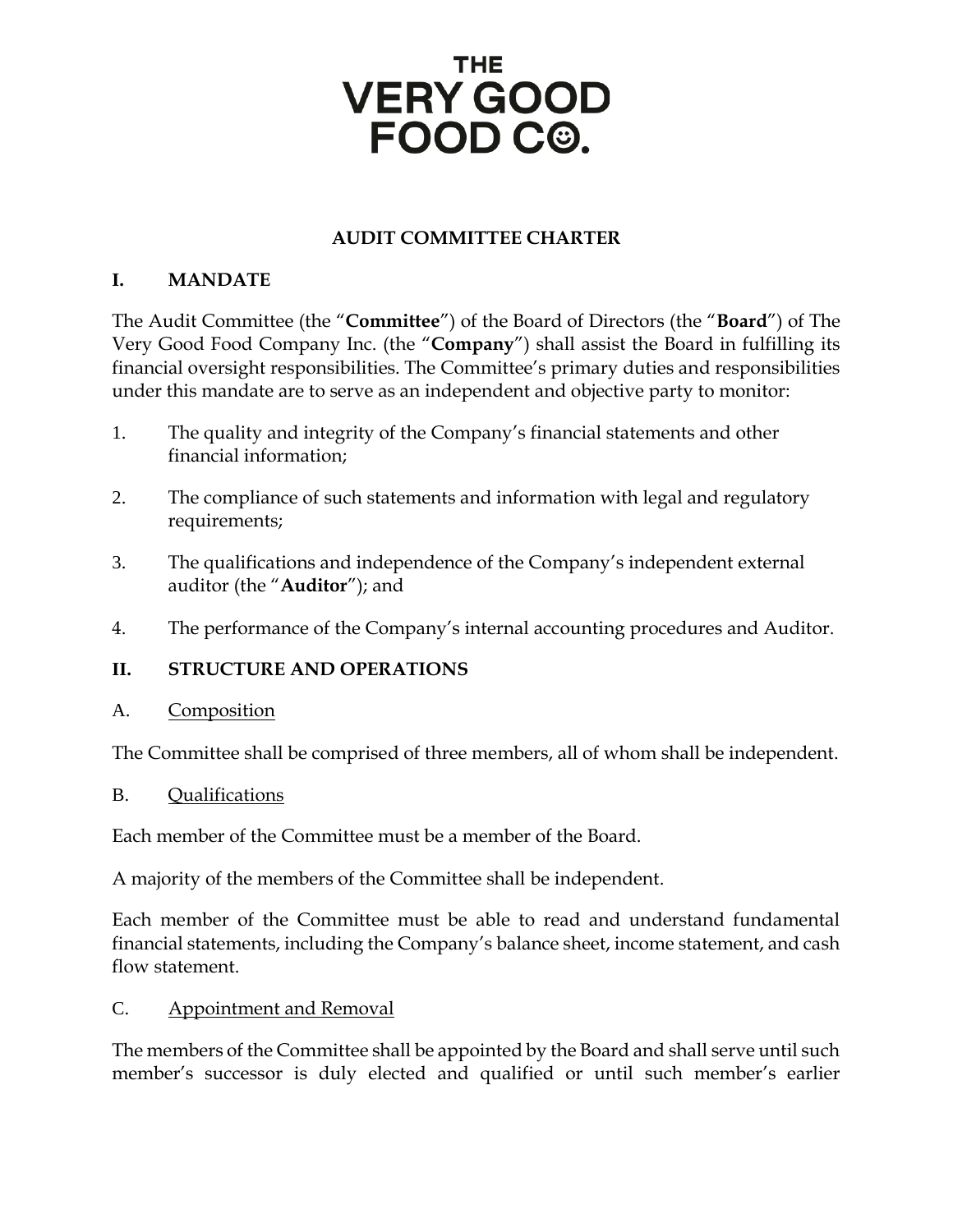# THE VERY GOOD FOOD CO.

## AUDIT COMMITTEE CHARTER

### I. MANDATE

The Audit Committee (the "**Committee**") of the Board of Directors (the "**Board**") of The Very Good Food Company Inc. (the "**Company**") shall assist the Board in fulfilling its financial oversight responsibilities. The Committee's primary duties and responsibilities under this mandate are to serve as an independent and objective party to monitor:

1. The quality and integrity of the Company's financial statements and other financial information;
2. The compliance of such statements and information with legal and regulatory requirements;
3. The qualifications and independence of the Company's independent external auditor (the "**Auditor**"); and
4. The performance of the Company's internal accounting procedures and Auditor.

### II. STRUCTURE AND OPERATIONS

A. Composition

The Committee shall be comprised of three members, all of whom shall be independent.

B. Qualifications

Each member of the Committee must be a member of the Board.

A majority of the members of the Committee shall be independent.

Each member of the Committee must be able to read and understand fundamental financial statements, including the Company's balance sheet, income statement, and cash flow statement.

C. Appointment and Removal

The members of the Committee shall be appointed by the Board and shall serve until such member's successor is duly elected and qualified or until such member's earlier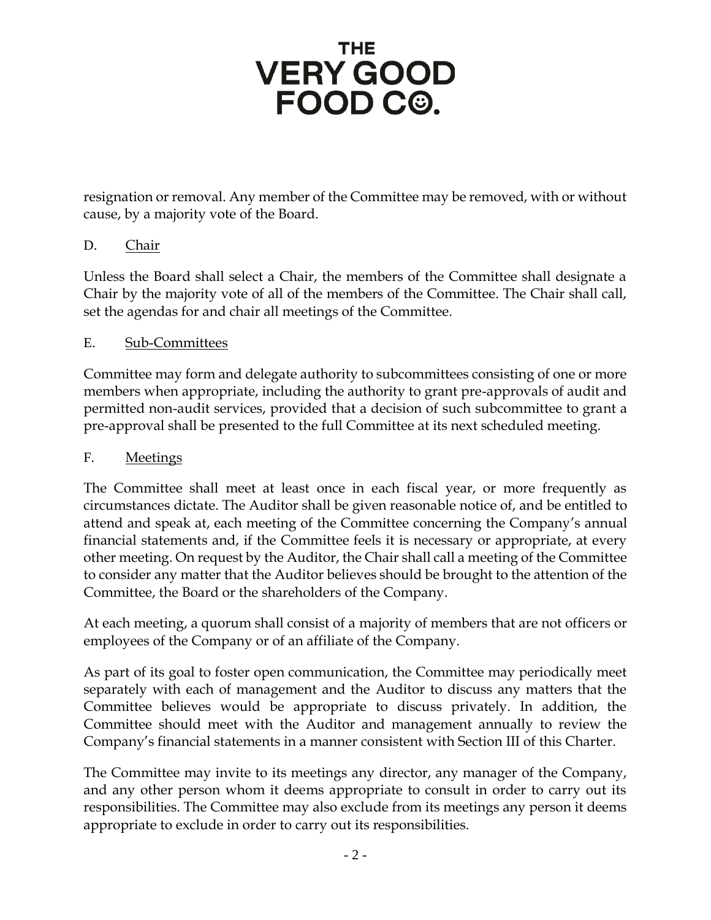resignation or removal. Any member of the Committee may be removed, with or without cause, by a majority vote of the Board.

D. Chair

Unless the Board shall select a Chair, the members of the Committee shall designate a Chair by the majority vote of all of the members of the Committee. The Chair shall call, set the agendas for and chair all meetings of the Committee.

E. Sub-Committees

Committee may form and delegate authority to subcommittees consisting of one or more members when appropriate, including the authority to grant pre-approvals of audit and permitted non-audit services, provided that a decision of such subcommittee to grant a pre-approval shall be presented to the full Committee at its next scheduled meeting.

F. Meetings

The Committee shall meet at least once in each fiscal year, or more frequently as circumstances dictate. The Auditor shall be given reasonable notice of, and be entitled to attend and speak at, each meeting of the Committee concerning the Company's annual financial statements and, if the Committee feels it is necessary or appropriate, at every other meeting. On request by the Auditor, the Chair shall call a meeting of the Committee to consider any matter that the Auditor believes should be brought to the attention of the Committee, the Board or the shareholders of the Company.

At each meeting, a quorum shall consist of a majority of members that are not officers or employees of the Company or of an affiliate of the Company.

As part of its goal to foster open communication, the Committee may periodically meet separately with each of management and the Auditor to discuss any matters that the Committee believes would be appropriate to discuss privately. In addition, the Committee should meet with the Auditor and management annually to review the Company's financial statements in a manner consistent with Section III of this Charter.

The Committee may invite to its meetings any director, any manager of the Company, and any other person whom it deems appropriate to consult in order to carry out its responsibilities. The Committee may also exclude from its meetings any person it deems appropriate to exclude in order to carry out its responsibilities.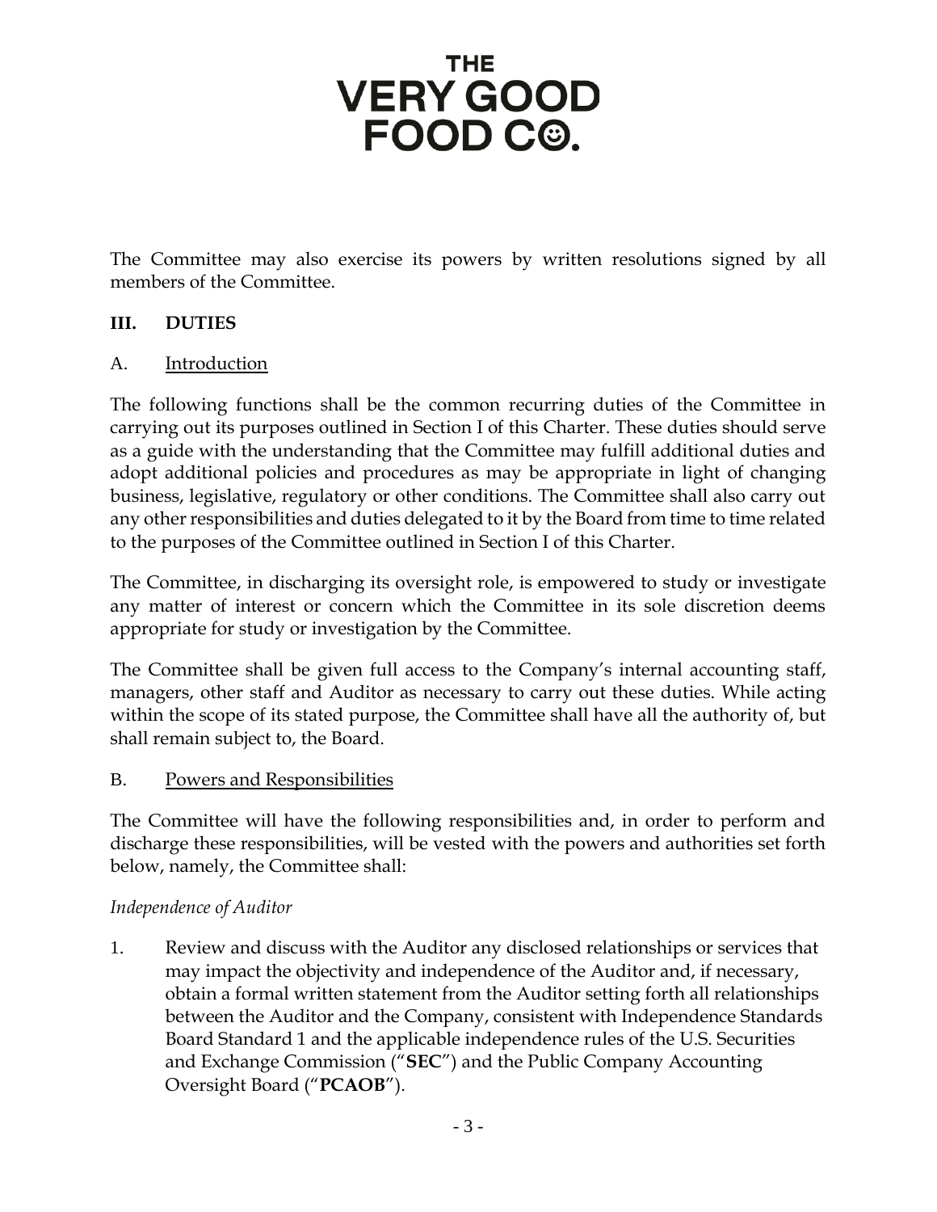The Committee may also exercise its powers by written resolutions signed by all members of the Committee.

## III. DUTIES

### A. Introduction

The following functions shall be the common recurring duties of the Committee in carrying out its purposes outlined in Section I of this Charter. These duties should serve as a guide with the understanding that the Committee may fulfill additional duties and adopt additional policies and procedures as may be appropriate in light of changing business, legislative, regulatory or other conditions. The Committee shall also carry out any other responsibilities and duties delegated to it by the Board from time to time related to the purposes of the Committee outlined in Section I of this Charter.

The Committee, in discharging its oversight role, is empowered to study or investigate any matter of interest or concern which the Committee in its sole discretion deems appropriate for study or investigation by the Committee.

The Committee shall be given full access to the Company's internal accounting staff, managers, other staff and Auditor as necessary to carry out these duties. While acting within the scope of its stated purpose, the Committee shall have all the authority of, but shall remain subject to, the Board.

### B. Powers and Responsibilities

The Committee will have the following responsibilities and, in order to perform and discharge these responsibilities, will be vested with the powers and authorities set forth below, namely, the Committee shall:

*Independence of Auditor*

1. Review and discuss with the Auditor any disclosed relationships or services that may impact the objectivity and independence of the Auditor and, if necessary, obtain a formal written statement from the Auditor setting forth all relationships between the Auditor and the Company, consistent with Independence Standards Board Standard 1 and the applicable independence rules of the U.S. Securities and Exchange Commission ("**SEC**") and the Public Company Accounting Oversight Board ("**PCAOB**").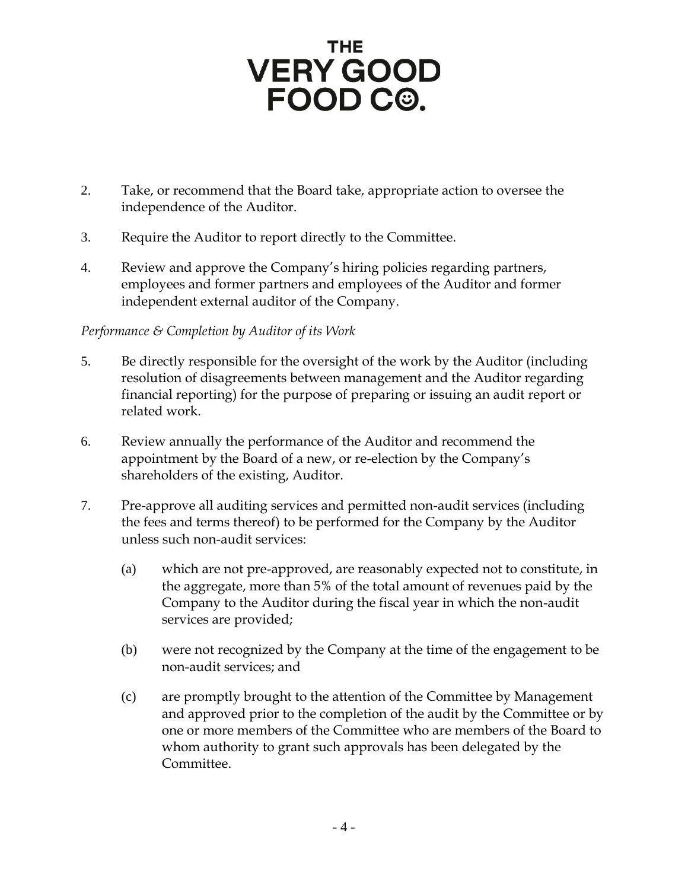2. Take, or recommend that the Board take, appropriate action to oversee the independence of the Auditor.

3. Require the Auditor to report directly to the Committee.

4. Review and approve the Company's hiring policies regarding partners, employees and former partners and employees of the Auditor and former independent external auditor of the Company.

*Performance & Completion by Auditor of its Work*

5. Be directly responsible for the oversight of the work by the Auditor (including resolution of disagreements between management and the Auditor regarding financial reporting) for the purpose of preparing or issuing an audit report or related work.

6. Review annually the performance of the Auditor and recommend the appointment by the Board of a new, or re-election by the Company's shareholders of the existing, Auditor.

7. Pre-approve all auditing services and permitted non-audit services (including the fees and terms thereof) to be performed for the Company by the Auditor unless such non-audit services:

   (a) which are not pre-approved, are reasonably expected not to constitute, in the aggregate, more than 5% of the total amount of revenues paid by the Company to the Auditor during the fiscal year in which the non-audit services are provided;

   (b) were not recognized by the Company at the time of the engagement to be non-audit services; and

   (c) are promptly brought to the attention of the Committee by Management and approved prior to the completion of the audit by the Committee or by one or more members of the Committee who are members of the Board to whom authority to grant such approvals has been delegated by the Committee.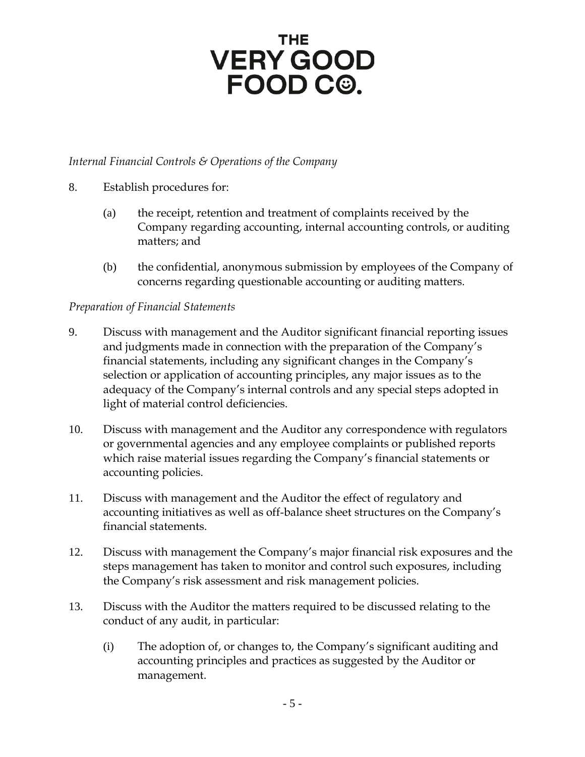*Internal Financial Controls & Operations of the Company*

8. Establish procedures for:

   (a) the receipt, retention and treatment of complaints received by the Company regarding accounting, internal accounting controls, or auditing matters; and

   (b) the confidential, anonymous submission by employees of the Company of concerns regarding questionable accounting or auditing matters.

*Preparation of Financial Statements*

9. Discuss with management and the Auditor significant financial reporting issues and judgments made in connection with the preparation of the Company's financial statements, including any significant changes in the Company's selection or application of accounting principles, any major issues as to the adequacy of the Company's internal controls and any special steps adopted in light of material control deficiencies.

10. Discuss with management and the Auditor any correspondence with regulators or governmental agencies and any employee complaints or published reports which raise material issues regarding the Company's financial statements or accounting policies.

11. Discuss with management and the Auditor the effect of regulatory and accounting initiatives as well as off-balance sheet structures on the Company's financial statements.

12. Discuss with management the Company's major financial risk exposures and the steps management has taken to monitor and control such exposures, including the Company's risk assessment and risk management policies.

13. Discuss with the Auditor the matters required to be discussed relating to the conduct of any audit, in particular:

   (i) The adoption of, or changes to, the Company's significant auditing and accounting principles and practices as suggested by the Auditor or management.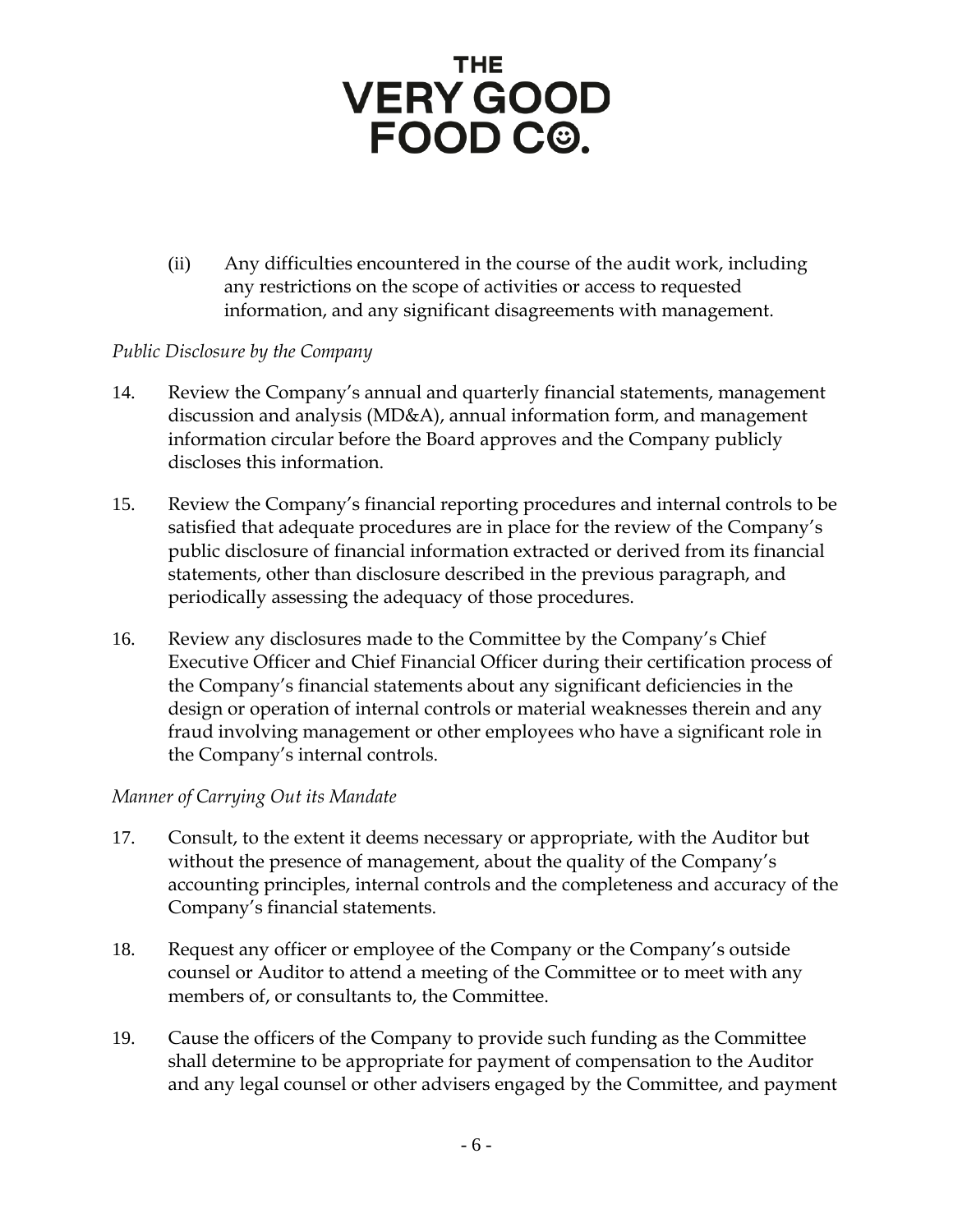(ii) Any difficulties encountered in the course of the audit work, including any restrictions on the scope of activities or access to requested information, and any significant disagreements with management.

*Public Disclosure by the Company*

14. Review the Company's annual and quarterly financial statements, management discussion and analysis (MD&A), annual information form, and management information circular before the Board approves and the Company publicly discloses this information.

15. Review the Company's financial reporting procedures and internal controls to be satisfied that adequate procedures are in place for the review of the Company's public disclosure of financial information extracted or derived from its financial statements, other than disclosure described in the previous paragraph, and periodically assessing the adequacy of those procedures.

16. Review any disclosures made to the Committee by the Company's Chief Executive Officer and Chief Financial Officer during their certification process of the Company's financial statements about any significant deficiencies in the design or operation of internal controls or material weaknesses therein and any fraud involving management or other employees who have a significant role in the Company's internal controls.

*Manner of Carrying Out its Mandate*

17. Consult, to the extent it deems necessary or appropriate, with the Auditor but without the presence of management, about the quality of the Company's accounting principles, internal controls and the completeness and accuracy of the Company's financial statements.

18. Request any officer or employee of the Company or the Company's outside counsel or Auditor to attend a meeting of the Committee or to meet with any members of, or consultants to, the Committee.

19. Cause the officers of the Company to provide such funding as the Committee shall determine to be appropriate for payment of compensation to the Auditor and any legal counsel or other advisers engaged by the Committee, and payment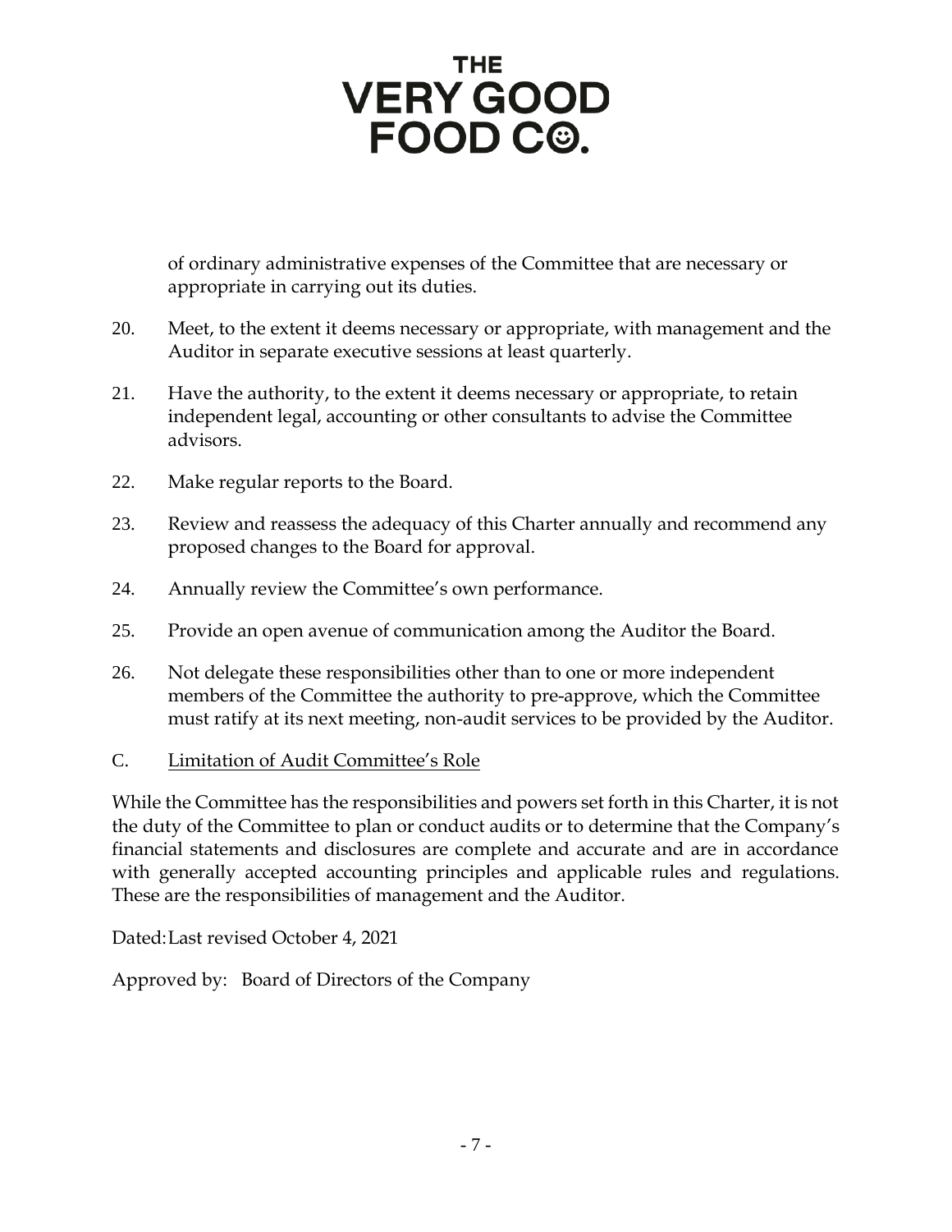of ordinary administrative expenses of the Committee that are necessary or appropriate in carrying out its duties.

20. Meet, to the extent it deems necessary or appropriate, with management and the Auditor in separate executive sessions at least quarterly.

21. Have the authority, to the extent it deems necessary or appropriate, to retain independent legal, accounting or other consultants to advise the Committee advisors.

22. Make regular reports to the Board.

23. Review and reassess the adequacy of this Charter annually and recommend any proposed changes to the Board for approval.

24. Annually review the Committee's own performance.

25. Provide an open avenue of communication among the Auditor the Board.

26. Not delegate these responsibilities other than to one or more independent members of the Committee the authority to pre-approve, which the Committee must ratify at its next meeting, non-audit services to be provided by the Auditor.

C. Limitation of Audit Committee's Role

While the Committee has the responsibilities and powers set forth in this Charter, it is not the duty of the Committee to plan or conduct audits or to determine that the Company's financial statements and disclosures are complete and accurate and are in accordance with generally accepted accounting principles and applicable rules and regulations. These are the responsibilities of management and the Auditor.

Dated: Last revised October 4, 2021

Approved by: Board of Directors of the Company